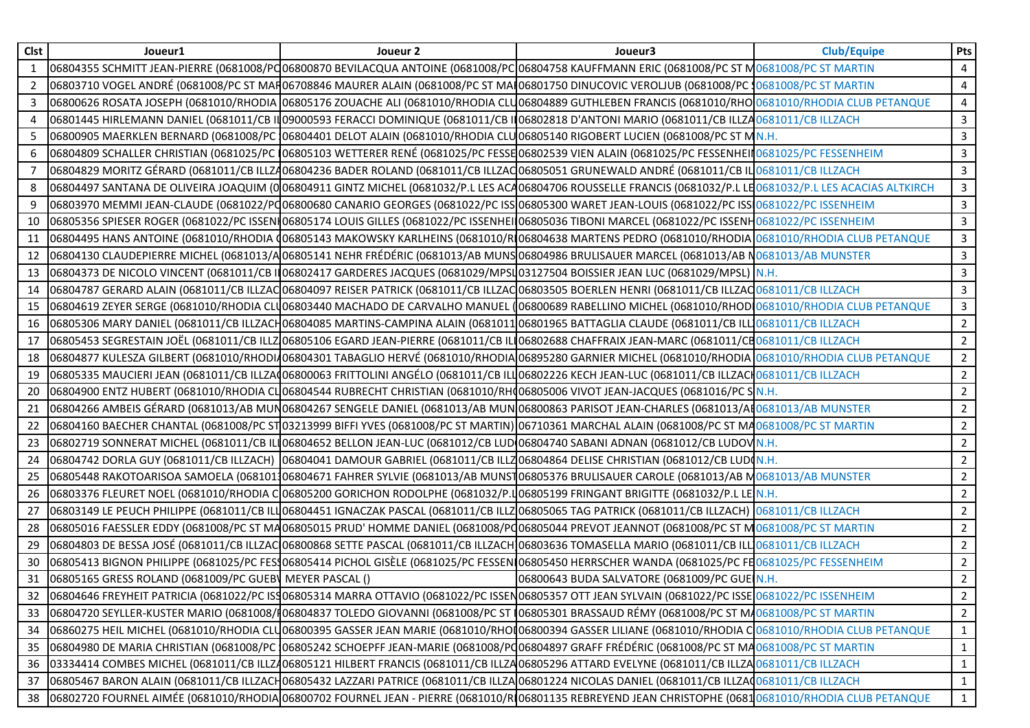| Clst | Joueur1 | Joueur 2 | Joueur3 | Club/Equipe | Pts |
|---|---|---|---|---|---|
| 1 | 06804355 SCHMITT JEAN-PIERRE (0681008/PC | 06800870 BEVILACQUA ANTOINE (0681008/PC | 06804758 KAUFFMANN ERIC (0681008/PC ST M | 0681008/PC ST MARTIN | 4 |
| 2 | 06803710 VOGEL ANDRÉ (0681008/PC ST MAR | 06708846 MAURER ALAIN (0681008/PC ST MAI | 06801750 DINUCOVIC VEROLJUB (0681008/PC S | 0681008/PC ST MARTIN | 4 |
| 3 | 06800626 ROSATA JOSEPH (0681010/RHODIA | 06805176 ZOUACHE ALI (0681010/RHODIA CLU | 06804889 GUTHLEBEN FRANCIS (0681010/RHO | 0681010/RHODIA CLUB PETANQUE | 4 |
| 4 | 06801445 HIRLEMANN DANIEL (0681011/CB IL | 09000593 FERACCI DOMINIQUE (0681011/CB I | 06802818 D'ANTONI MARIO (0681011/CB ILLZA | 0681011/CB ILLZACH | 3 |
| 5 | 06800905 MAERKLEN BERNARD (0681008/PC | 06804401 DELOT ALAIN (0681010/RHODIA CLU | 06805140 RIGOBERT LUCIEN (0681008/PC ST M | N.H. | 3 |
| 6 | 06804809 SCHALLER CHRISTIAN (0681025/PC | 06805103 WETTERER RENÉ (0681025/PC FESSE | 06802539 VIEN ALAIN (0681025/PC FESSENHEI | 0681025/PC FESSENHEIM | 3 |
| 7 | 06804829 MORITZ GÉRARD (0681011/CB ILLZA | 06804236 BADER ROLAND (0681011/CB ILLZAC | 06805051 GRUNEWALD ANDRÉ (0681011/CB IL | 0681011/CB ILLZACH | 3 |
| 8 | 06804497 SANTANA DE OLIVEIRA JOAQUIM (0 | 06804911 GINTZ MICHEL (0681032/P.L LES ACA | 06804706 ROUSSELLE FRANCIS (0681032/P.L LE | 0681032/P.L LES ACACIAS ALTKIRCH | 3 |
| 9 | 06803970 MEMMI JEAN-CLAUDE (0681022/PC | 06800680 CANARIO GEORGES (0681022/PC ISS | 06805300 WARET JEAN-LOUIS (0681022/PC ISS | 0681022/PC ISSENHEIM | 3 |
| 10 | 06805356 SPIESER ROGER (0681022/PC ISSEN | 06805174 LOUIS GILLES (0681022/PC ISSENHEI | 06805036 TIBONI MARCEL (0681022/PC ISSENH | 0681022/PC ISSENHEIM | 3 |
| 11 | 06804495 HANS ANTOINE (0681010/RHODIA C | 06805143 MAKOWSKY KARLHEINS (0681010/R | 06804638 MARTENS PEDRO (0681010/RHODIA | 0681010/RHODIA CLUB PETANQUE | 3 |
| 12 | 06804130 CLAUDEPIERRE MICHEL (0681013/A | 06805141 NEHR FRÉDÉRIC (0681013/AB MUNS | 06804986 BRULISAUER MARCEL (0681013/AB M | 0681013/AB MUNSTER | 3 |
| 13 | 06804373 DE NICOLO VINCENT (0681011/CB II | 06802417 GARDERES JACQUES (0681029/MPSL | 03127504 BOISSIER JEAN LUC (0681029/MPSL) | N.H. | 3 |
| 14 | 06804787 GERARD ALAIN (0681011/CB ILLZAC | 06804097 REISER PATRICK (0681011/CB ILLZAC | 06803505 BOERLEN HENRI (0681011/CB ILLZAC | 0681011/CB ILLZACH | 3 |
| 15 | 06804619 ZEYER SERGE (0681010/RHODIA CLU | 06803440 MACHADO DE CARVALHO MANUEL ( | 06800689 RABELLINO MICHEL (0681010/RHODI | 0681010/RHODIA CLUB PETANQUE | 3 |
| 16 | 06805306 MARY DANIEL (0681011/CB ILLZACH | 06804085 MARTINS-CAMPINA ALAIN (0681011 | 06801965 BATTAGLIA CLAUDE (0681011/CB ILL | 0681011/CB ILLZACH | 2 |
| 17 | 06805453 SEGRESTAIN JOËL (0681011/CB ILLZ | 06805106 EGARD JEAN-PIERRE (0681011/CB ILL | 06802688 CHAFFRAIX JEAN-MARC (0681011/CB | 0681011/CB ILLZACH | 2 |
| 18 | 06804877 KULESZA GILBERT (0681010/RHODIA | 06804301 TABAGLIO HERVÉ (0681010/RHODIA | 06895280 GARNIER MICHEL (0681010/RHODIA | 0681010/RHODIA CLUB PETANQUE | 2 |
| 19 | 06805335 MAUCIERI JEAN (0681011/CB ILLZAC | 06800063 FRITTOLINI ANGÉLO (0681011/CB ILL | 06802226 KECH JEAN-LUC (0681011/CB ILLZACH | 0681011/CB ILLZACH | 2 |
| 20 | 06804900 ENTZ HUBERT (0681010/RHODIA CL | 06804544 RUBRECHT CHRISTIAN (0681010/RH( | 06805006 VIVOT JEAN-JACQUES (0681016/PC S | N.H. | 2 |
| 21 | 06804266 AMBEIS GÉRARD (0681013/AB MUN | 06804267 SENGELE DANIEL (0681013/AB MUN | 06800863 PARISOT JEAN-CHARLES (0681013/AE | 0681013/AB MUNSTER | 2 |
| 22 | 06804160 BAECHER CHANTAL (0681008/PC ST | 03213999 BIFFI YVES (0681008/PC ST MARTIN) | 06710361 MARCHAL ALAIN (0681008/PC ST MA | 0681008/PC ST MARTIN | 2 |
| 23 | 06802719 SONNERAT MICHEL (0681011/CB ILL | 06804652 BELLON JEAN-LUC (0681012/CB LUD | 06804740 SABANI ADNAN (0681012/CB LUDOV | N.H. | 2 |
| 24 | 06804742 DORLA GUY (0681011/CB ILLZACH) | 06804041 DAMOUR GABRIEL (0681011/CB ILLZ | 06804864 DELISE CHRISTIAN (0681012/CB LUD( | N.H. | 2 |
| 25 | 06805448 RAKOTOARISOA SAMOELA (068101 | 06804671 FAHRER SYLVIE (0681013/AB MUNST | 06805376 BRULISAUER CAROLE (0681013/AB M | 0681013/AB MUNSTER | 2 |
| 26 | 06803376 FLEURET NOEL (0681010/RHODIA C | 06805200 GORICHON RODOLPHE (0681032/P.L | 06805199 FRINGANT BRIGITTE (0681032/P.L LE | N.H. | 2 |
| 27 | 06803149 LE PEUCH PHILIPPE (0681011/CB ILL | 06804451 IGNACZAK PASCAL (0681011/CB ILLZ | 06805065 TAG PATRICK (0681011/CB ILLZACH) | 0681011/CB ILLZACH | 2 |
| 28 | 06805016 FAESSLER EDDY (0681008/PC ST MA | 06805015 PRUD' HOMME DANIEL (0681008/PC | 06805044 PREVOT JEANNOT (0681008/PC ST M | 0681008/PC ST MARTIN | 2 |
| 29 | 06804803 DE BESSA JOSÉ (0681011/CB ILLZAC | 06800868 SETTE PASCAL (0681011/CB ILLZACH | 06803636 TOMASELLA MARIO (0681011/CB ILL | 0681011/CB ILLZACH | 2 |
| 30 | 06805413 BIGNON PHILIPPE (0681025/PC FES | 06805414 PICHOL GISÈLE (0681025/PC FESSEN | 06805450 HERRSCHER WANDA (0681025/PC FE | 0681025/PC FESSENHEIM | 2 |
| 31 | 06805165 GRESS ROLAND (0681009/PC GUEB | MEYER PASCAL () | 06800643 BUDA SALVATORE (0681009/PC GUE | N.H. | 2 |
| 32 | 06804646 FREYHEIT PATRICIA (0681022/PC IS | 06805314 MARRA OTTAVIO (0681022/PC ISSEN | 06805357 OTT JEAN SYLVAIN (0681022/PC ISSE | 0681022/PC ISSENHEIM | 2 |
| 33 | 06804720 SEYLLER-KUSTER MARIO (0681008/ | 06804837 TOLEDO GIOVANNI (0681008/PC ST | 06805301 BRASSAUD RÉMY (0681008/PC ST MA | 0681008/PC ST MARTIN | 2 |
| 34 | 06860275 HEIL MICHEL (0681010/RHODIA CLU | 06800395 GASSER JEAN MARIE (0681010/RHOI | 06800394 GASSER LILIANE (0681010/RHODIA C | 0681010/RHODIA CLUB PETANQUE | 1 |
| 35 | 06804980 DE MARIA CHRISTIAN (0681008/PC | 06805242 SCHOEPFF JEAN-MARIE (0681008/PC | 06804897 GRAFF FRÉDÉRIC (0681008/PC ST MA | 0681008/PC ST MARTIN | 1 |
| 36 | 03334414 COMBES MICHEL (0681011/CB ILLZA | 06805121 HILBERT FRANCIS (0681011/CB ILLZA | 06805296 ATTARD EVELYNE (0681011/CB ILLZA | 0681011/CB ILLZACH | 1 |
| 37 | 06805467 BARON ALAIN (0681011/CB ILLZACH | 06805432 LAZZARI PATRICE (0681011/CB ILLZA | 06801224 NICOLAS DANIEL (0681011/CB ILLZAC | 0681011/CB ILLZACH | 1 |
| 38 | 06802720 FOURNEL AIMÉE (0681010/RHODIA | 06800702 FOURNEL JEAN - PIERRE (0681010/R | 06801135 REBREYEND JEAN CHRISTOPHE (0681 | 0681010/RHODIA CLUB PETANQUE | 1 |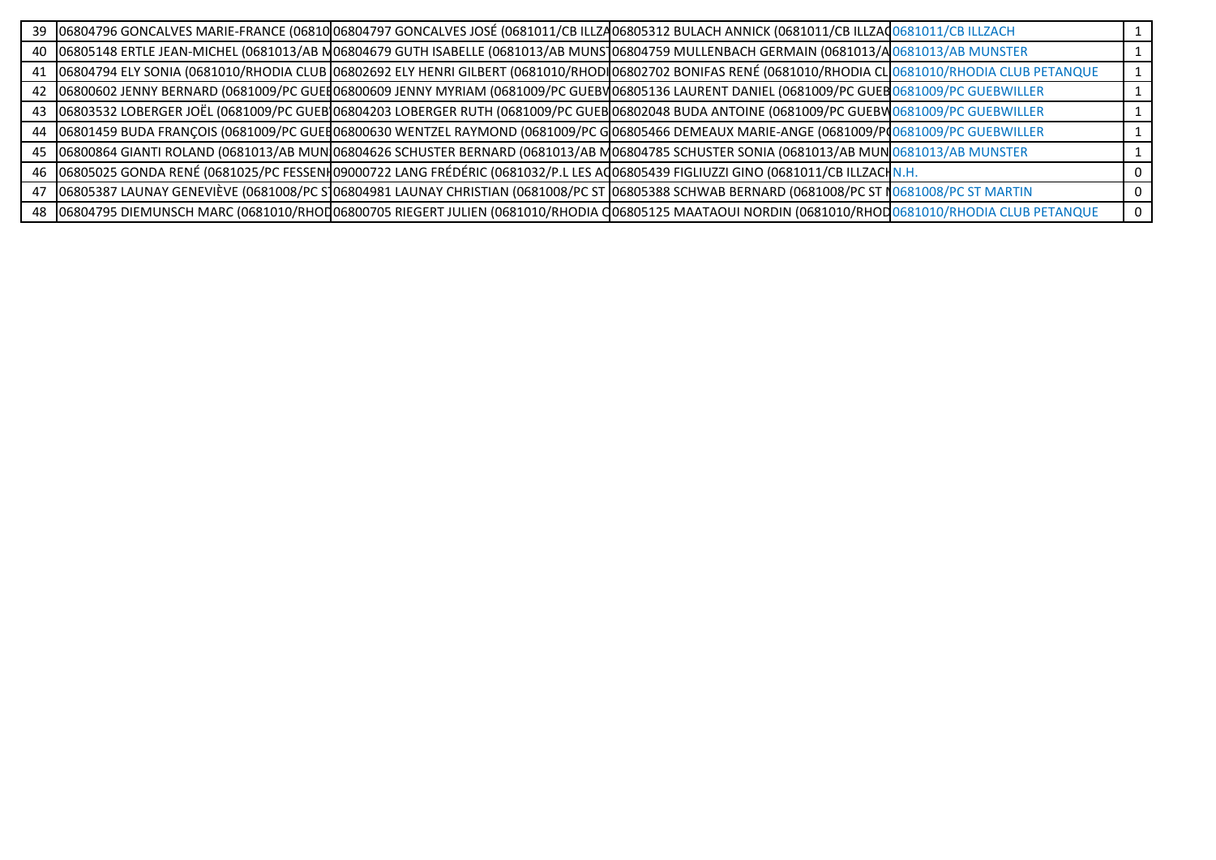| | | | | | |
|---|---|---|---|---|---|
| 39 | 06804796 GONCALVES MARIE-FRANCE (06810 | 06804797 GONCALVES JOSÉ (0681011/CB ILLZA | 06805312 BULACH ANNICK (0681011/CB ILLZAC | 0681011/CB ILLZACH | 1 |
| 40 | 06805148 ERTLE JEAN-MICHEL (0681013/AB M | 06804679 GUTH ISABELLE (0681013/AB MUNST | 06804759 MULLENBACH GERMAIN (0681013/A | 0681013/AB MUNSTER | 1 |
| 41 | 06804794 ELY SONIA (0681010/RHODIA CLUB | 06802692 ELY HENRI GILBERT (0681010/RHODI | 06802702 BONIFAS RENÉ (0681010/RHODIA CL | 0681010/RHODIA CLUB PETANQUE | 1 |
| 42 | 06800602 JENNY BERNARD (0681009/PC GUEE | 06800609 JENNY MYRIAM (0681009/PC GUEBV | 06805136 LAURENT DANIEL (0681009/PC GUEB | 0681009/PC GUEBWILLER | 1 |
| 43 | 06803532 LOBERGER JOËL (0681009/PC GUEB | 06804203 LOBERGER RUTH (0681009/PC GUEB | 06802048 BUDA ANTOINE (0681009/PC GUEBW | 0681009/PC GUEBWILLER | 1 |
| 44 | 06801459 BUDA FRANÇOIS (0681009/PC GUEE | 06800630 WENTZEL RAYMOND (0681009/PC G | 06805466 DEMEAUX MARIE-ANGE (0681009/P( | 0681009/PC GUEBWILLER | 1 |
| 45 | 06800864 GIANTI ROLAND (0681013/AB MUN | 06804626 SCHUSTER BERNARD (0681013/AB M | 06804785 SCHUSTER SONIA (0681013/AB MUN | 0681013/AB MUNSTER | 1 |
| 46 | 06805025 GONDA RENÉ (0681025/PC FESSENI | 09000722 LANG FRÉDÉRIC (0681032/P.L LES AC | 06805439 FIGLIUZZI GINO (0681011/CB ILLZACH | N.H. | 0 |
| 47 | 06805387 LAUNAY GENEVIÈVE (0681008/PC S | 06804981 LAUNAY CHRISTIAN (0681008/PC ST | 06805388 SCHWAB BERNARD (0681008/PC ST N | 0681008/PC ST MARTIN | 0 |
| 48 | 06804795 DIEMUNSCH MARC (0681010/RHOD | 06800705 RIEGERT JULIEN (0681010/RHODIA C | 06805125 MAATAOUI NORDIN (0681010/RHOD | 0681010/RHODIA CLUB PETANQUE | 0 |